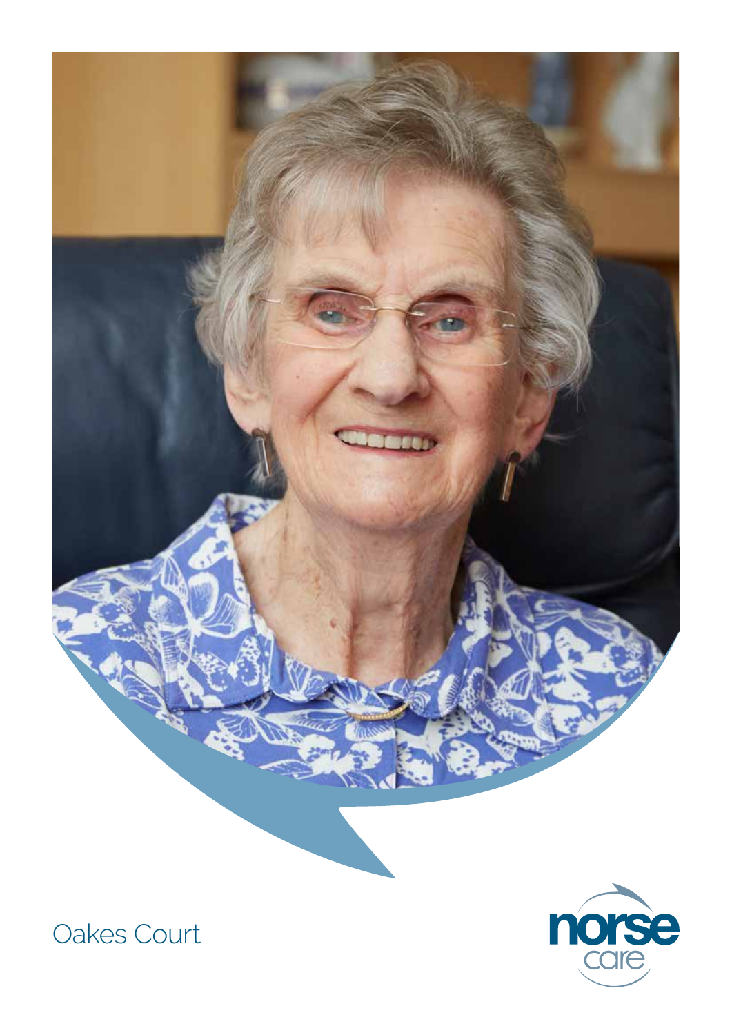Oakes Court

norse care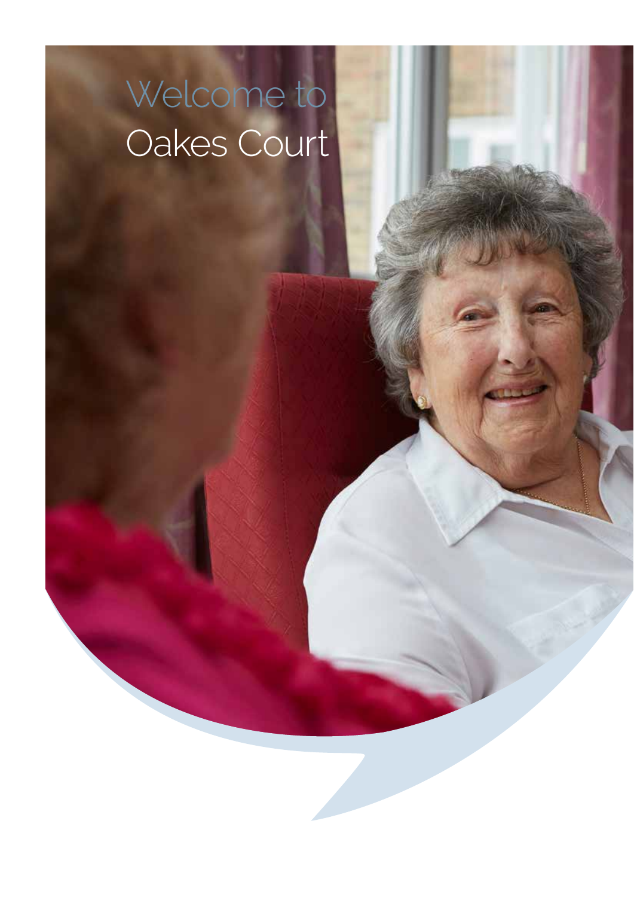# Welcome to Oakes Court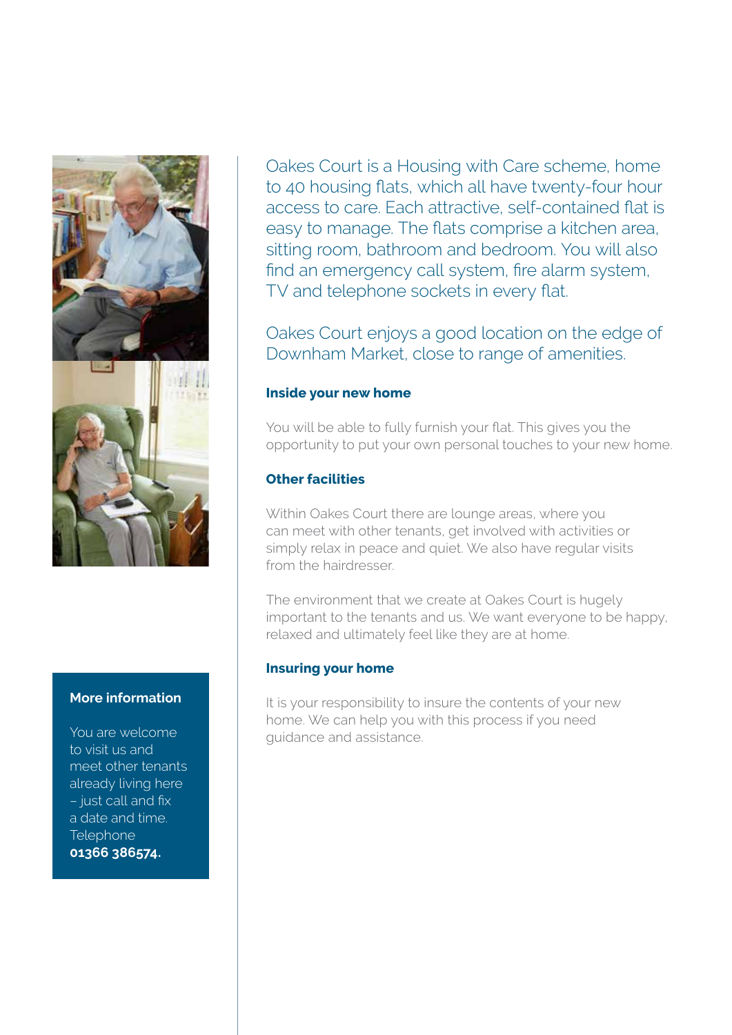Oakes Court is a Housing with Care scheme, home to 40 housing flats, which all have twenty-four hour access to care. Each attractive, self-contained flat is easy to manage. The flats comprise a kitchen area, sitting room, bathroom and bedroom. You will also find an emergency call system, fire alarm system, TV and telephone sockets in every flat.

Oakes Court enjoys a good location on the edge of Downham Market, close to range of amenities.

### Inside your new home

You will be able to fully furnish your flat. This gives you the opportunity to put your own personal touches to your new home.

### Other facilities

Within Oakes Court there are lounge areas, where you can meet with other tenants, get involved with activities or simply relax in peace and quiet. We also have regular visits from the hairdresser.

The environment that we create at Oakes Court is hugely important to the tenants and us. We want everyone to be happy, relaxed and ultimately feel like they are at home.

### Insuring your home

It is your responsibility to insure the contents of your new home. We can help you with this process if you need guidance and assistance.

### More information

You are welcome to visit us and meet other tenants already living here – just call and fix a date and time. Telephone **01366 386574.**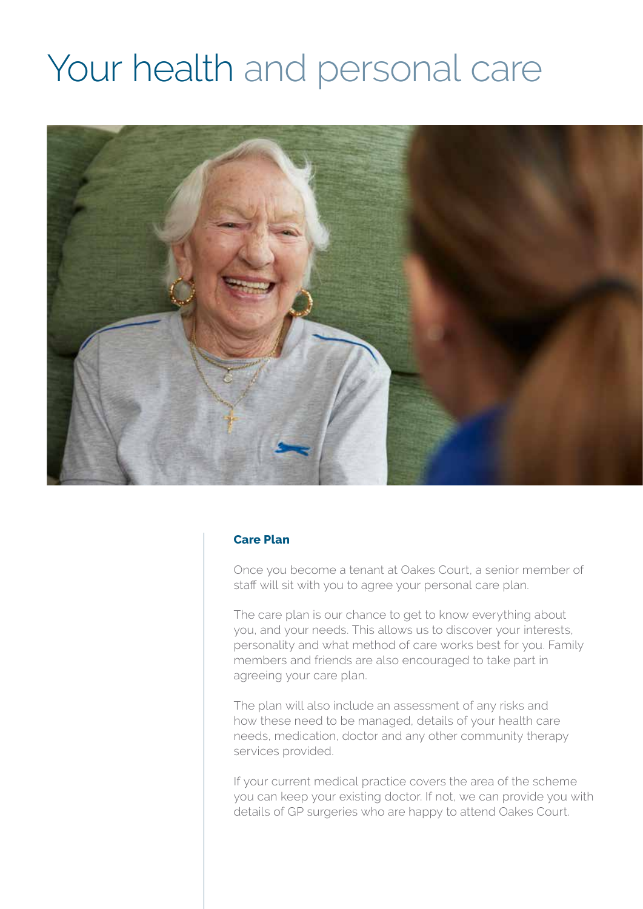# Your health and personal care

## Care Plan

Once you become a tenant at Oakes Court, a senior member of staff will sit with you to agree your personal care plan.

The care plan is our chance to get to know everything about you, and your needs. This allows us to discover your interests, personality and what method of care works best for you. Family members and friends are also encouraged to take part in agreeing your care plan.

The plan will also include an assessment of any risks and how these need to be managed, details of your health care needs, medication, doctor and any other community therapy services provided.

If your current medical practice covers the area of the scheme you can keep your existing doctor. If not, we can provide you with details of GP surgeries who are happy to attend Oakes Court.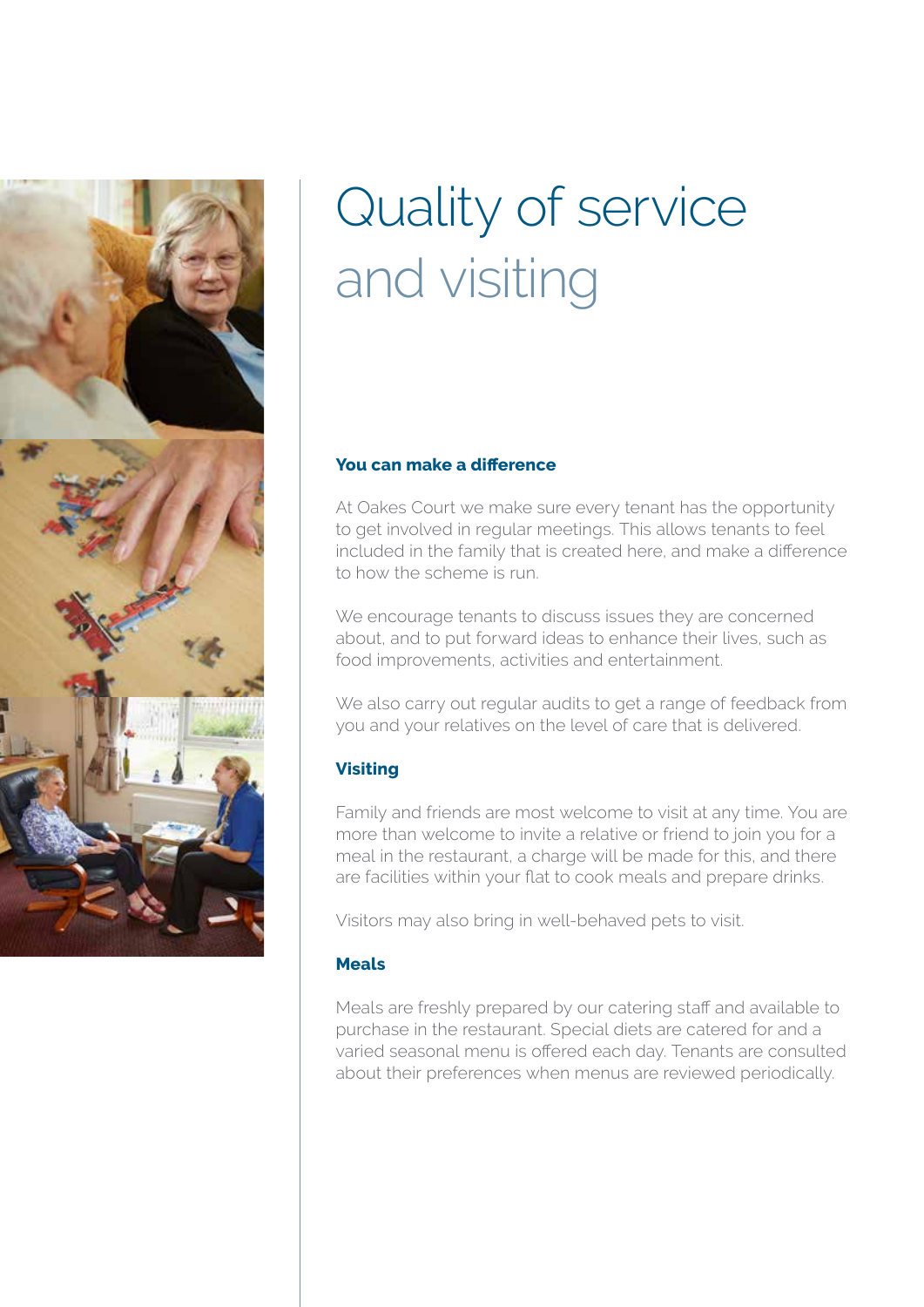# Quality of service and visiting

### You can make a difference

At Oakes Court we make sure every tenant has the opportunity to get involved in regular meetings. This allows tenants to feel included in the family that is created here, and make a difference to how the scheme is run.

We encourage tenants to discuss issues they are concerned about, and to put forward ideas to enhance their lives, such as food improvements, activities and entertainment.

We also carry out regular audits to get a range of feedback from you and your relatives on the level of care that is delivered.

### Visiting

Family and friends are most welcome to visit at any time. You are more than welcome to invite a relative or friend to join you for a meal in the restaurant, a charge will be made for this, and there are facilities within your flat to cook meals and prepare drinks.

Visitors may also bring in well-behaved pets to visit.

### Meals

Meals are freshly prepared by our catering staff and available to purchase in the restaurant. Special diets are catered for and a varied seasonal menu is offered each day. Tenants are consulted about their preferences when menus are reviewed periodically.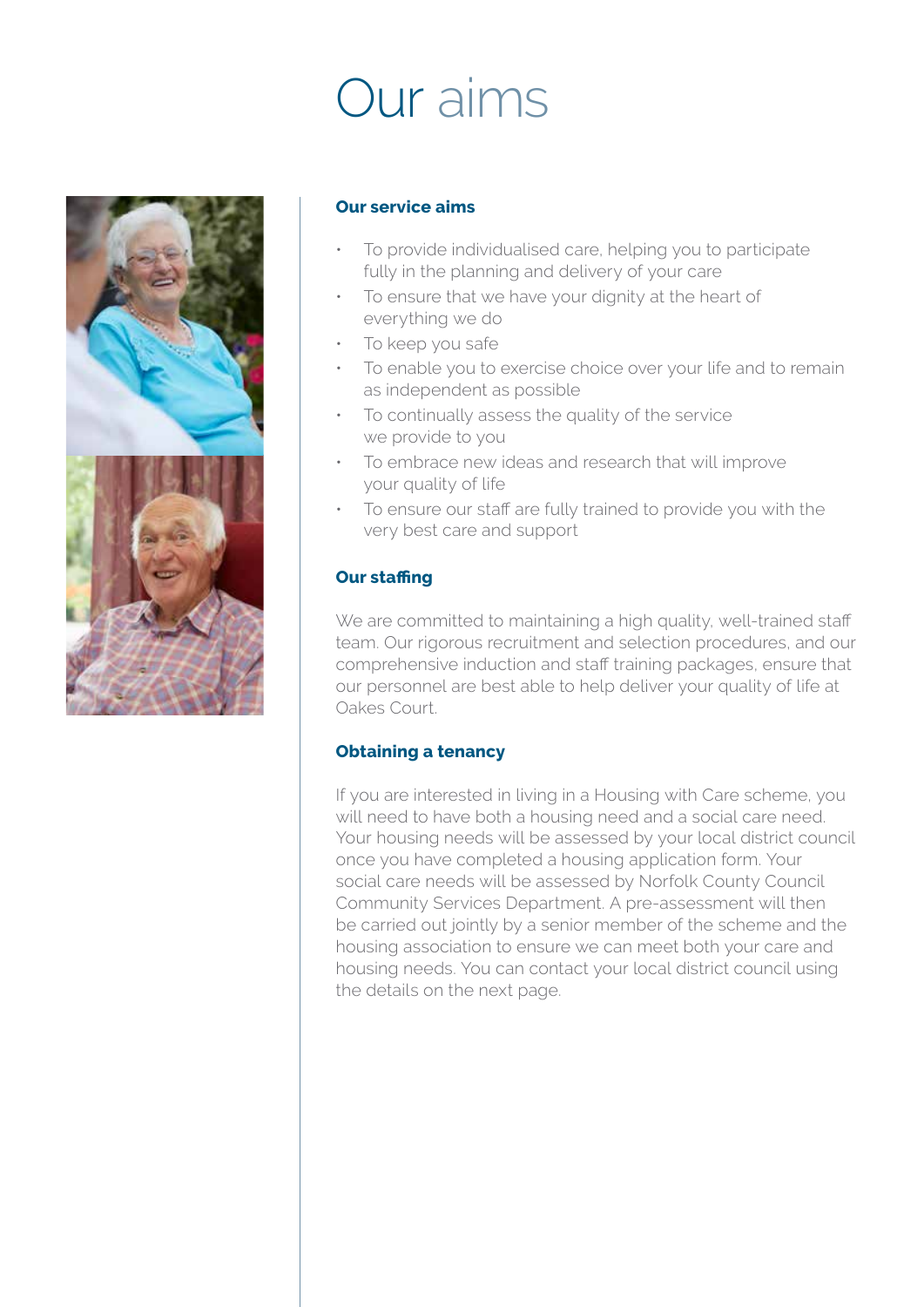# Our aims

## Our service aims

- To provide individualised care, helping you to participate fully in the planning and delivery of your care
- To ensure that we have your dignity at the heart of everything we do
- To keep you safe
- To enable you to exercise choice over your life and to remain as independent as possible
- To continually assess the quality of the service we provide to you
- To embrace new ideas and research that will improve your quality of life
- To ensure our staff are fully trained to provide you with the very best care and support

## Our staffing

We are committed to maintaining a high quality, well-trained staff team. Our rigorous recruitment and selection procedures, and our comprehensive induction and staff training packages, ensure that our personnel are best able to help deliver your quality of life at Oakes Court.

## Obtaining a tenancy

If you are interested in living in a Housing with Care scheme, you will need to have both a housing need and a social care need. Your housing needs will be assessed by your local district council once you have completed a housing application form. Your social care needs will be assessed by Norfolk County Council Community Services Department. A pre-assessment will then be carried out jointly by a senior member of the scheme and the housing association to ensure we can meet both your care and housing needs. You can contact your local district council using the details on the next page.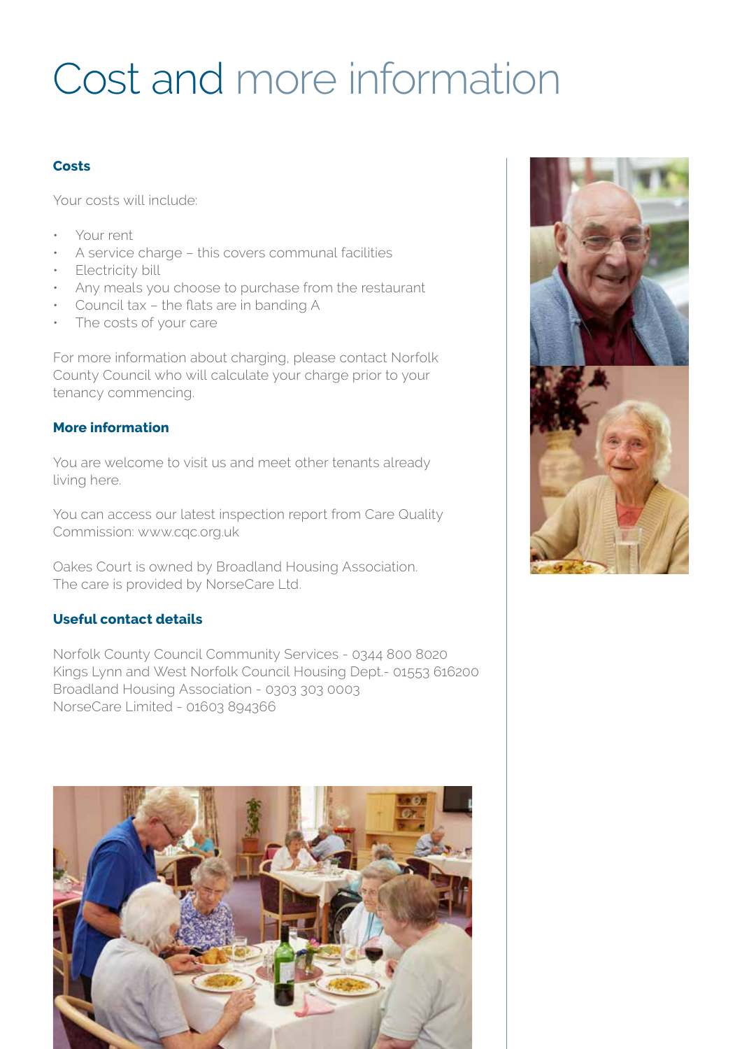# Cost and more information

### Costs

Your costs will include:

- Your rent
- A service charge – this covers communal facilities
- Electricity bill
- Any meals you choose to purchase from the restaurant
- Council tax – the flats are in banding A
- The costs of your care

For more information about charging, please contact Norfolk County Council who will calculate your charge prior to your tenancy commencing.

### More information

You are welcome to visit us and meet other tenants already living here.

You can access our latest inspection report from Care Quality Commission: www.cqc.org.uk

Oakes Court is owned by Broadland Housing Association. The care is provided by NorseCare Ltd.

### Useful contact details

Norfolk County Council Community Services - 0344 800 8020
Kings Lynn and West Norfolk Council Housing Dept.- 01553 616200
Broadland Housing Association - 0303 303 0003
NorseCare Limited - 01603 894366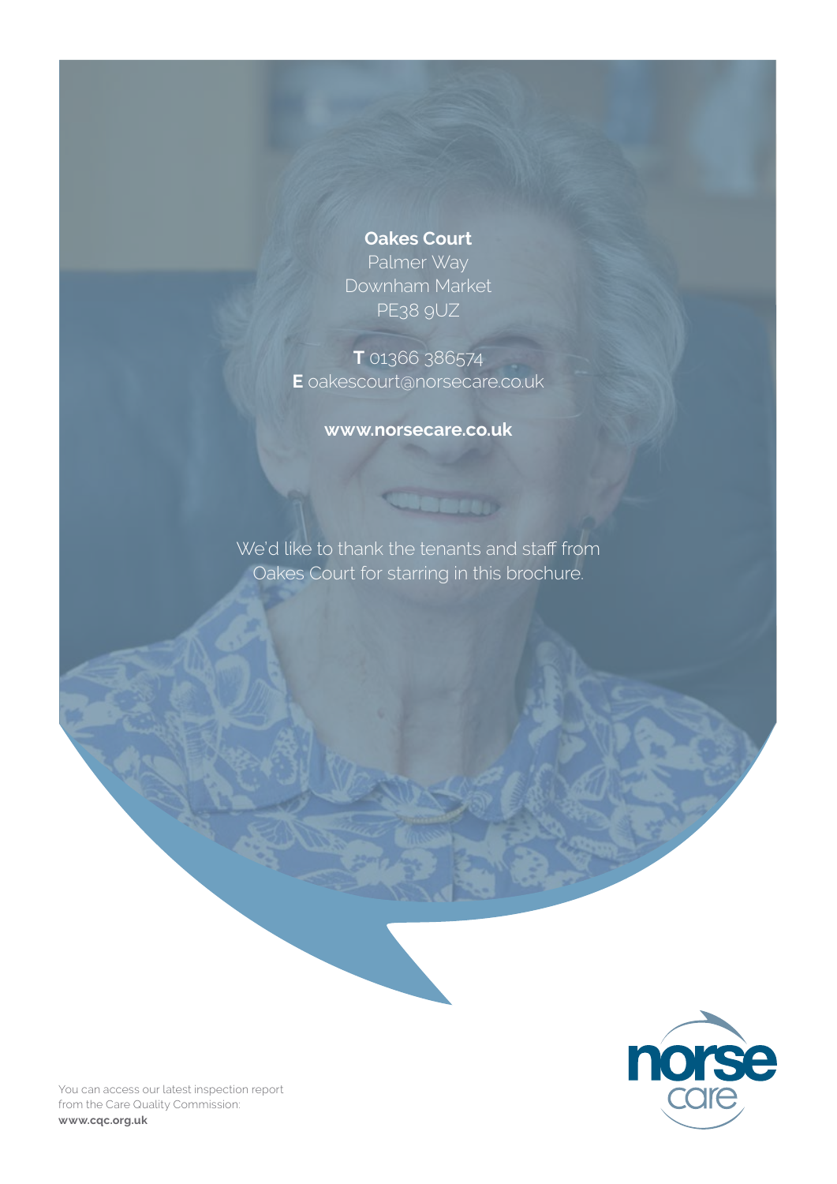**Oakes Court**
Palmer Way
Downham Market
PE38 9UZ

**T** 01366 386574
**E** oakescourt@norsecare.co.uk

**www.norsecare.co.uk**

We'd like to thank the tenants and staff from Oakes Court for starring in this brochure.

You can access our latest inspection report from the Care Quality Commission:
**www.cqc.org.uk**

norse care